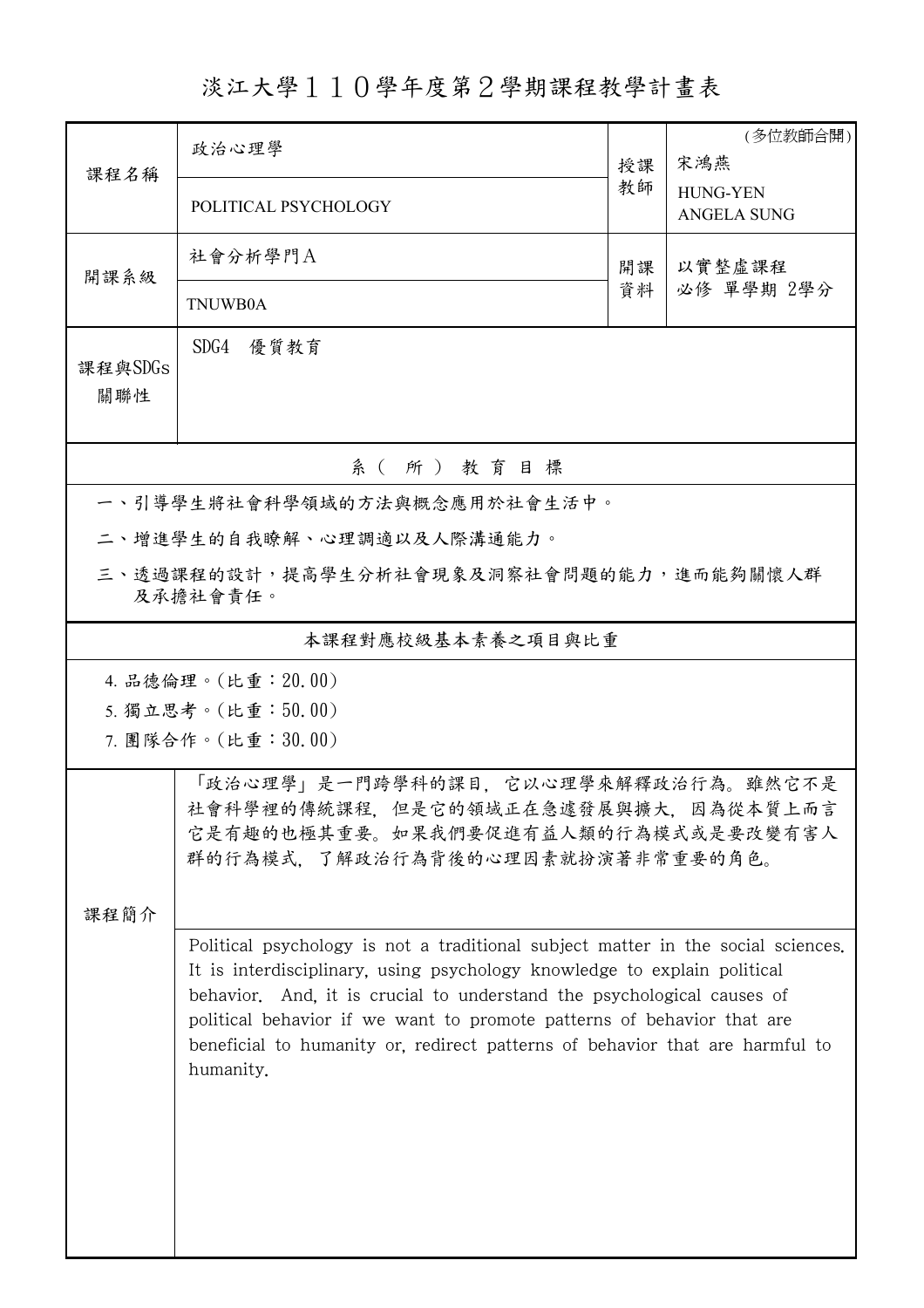# 淡江大學１１０學年度第２學期課程教學計畫表

| 課程名稱 | 政治心理學 | 授課教師 | (多位教師合開) 宋鴻燕 |
|---|---|---|---|
| | POLITICAL PSYCHOLOGY | | HUNG-YEN ANGELA SUNG |
| 開課系級 | 社會分析學門A | 開課資料 | 以實整虛課程 必修 單學期 2學分 |
| | TNUWB0A | | |
| 課程與SDGs關聯性 | SDG4　優質教育 | | |

## 系（所）教育目標

一、引導學生將社會科學領域的方法與概念應用於社會生活中。

二、增進學生的自我瞭解、心理調適以及人際溝通能力。

三、透過課程的設計，提高學生分析社會現象及洞察社會問題的能力，進而能夠關懷人群及承擔社會責任。

## 本課程對應校級基本素養之項目與比重

4. 品德倫理。(比重：20.00)
5. 獨立思考。(比重：50.00)
7. 團隊合作。(比重：30.00)

## 課程簡介

「政治心理學」是一門跨學科的課目，它以心理學來解釋政治行為。雖然它不是社會科學裡的傳統課程，但是它的領域正在急遽發展與擴大，因為從本質上而言它是有趣的也極其重要。如果我們要促進有益人類的行為模式或是要改變有害人群的行為模式，了解政治行為背後的心理因素就扮演著非常重要的角色。

Political psychology is not a traditional subject matter in the social sciences. It is interdisciplinary, using psychology knowledge to explain political behavior. And, it is crucial to understand the psychological causes of political behavior if we want to promote patterns of behavior that are beneficial to humanity or, redirect patterns of behavior that are harmful to humanity.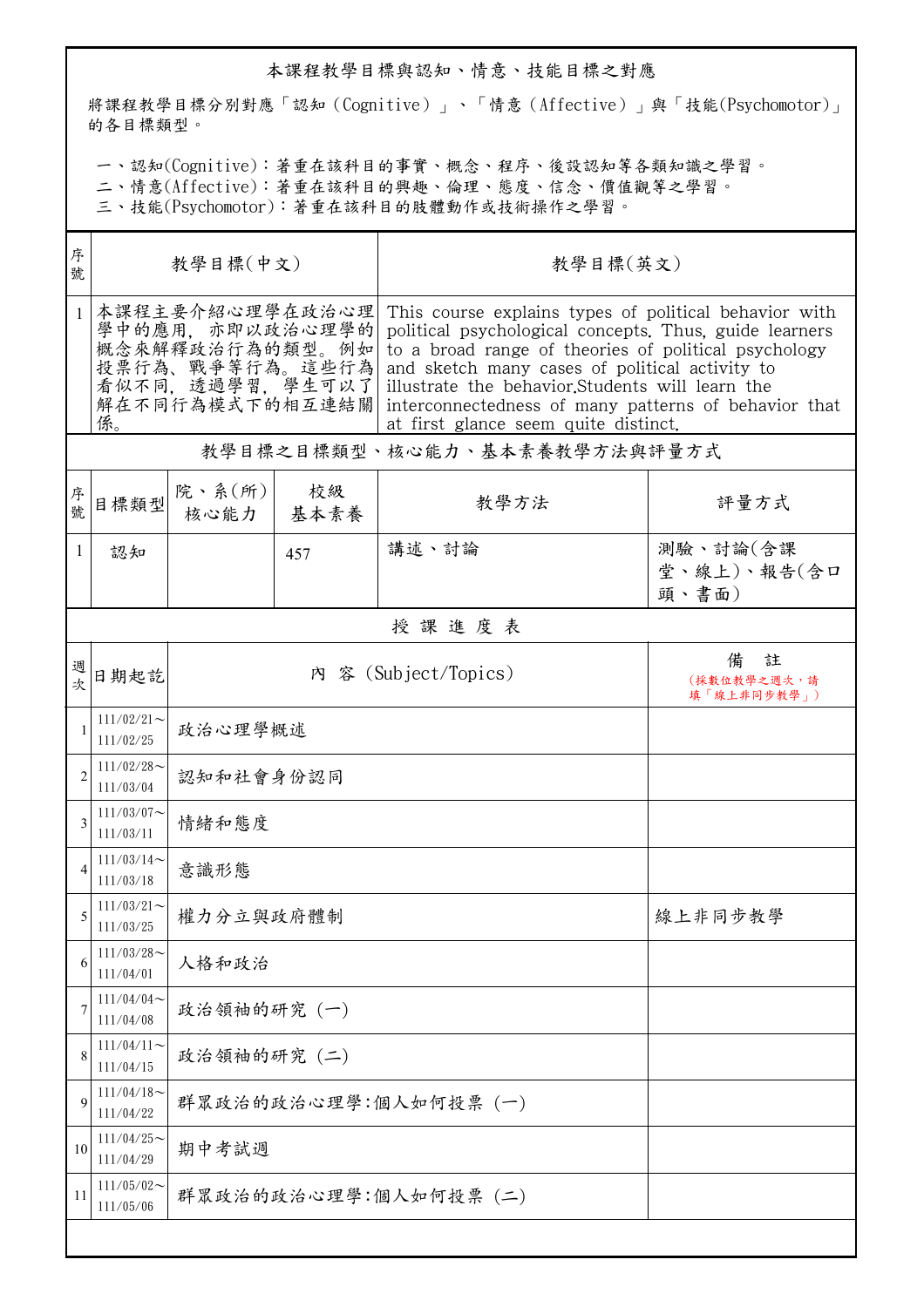## 本課程教學目標與認知、情意、技能目標之對應

將課程教學目標分別對應「認知（Cognitive）」、「情意（Affective）」與「技能(Psychomotor)」的各目標類型。

一、認知(Cognitive)：著重在該科目的事實、概念、程序、後設認知等各類知識之學習。
二、情意(Affective)：著重在該科目的興趣、倫理、態度、信念、價值觀等之學習。
三、技能(Psychomotor)：著重在該科目的肢體動作或技術操作之學習。

| 序號 | 教學目標(中文) | 教學目標(英文) |
|---|---|---|
| 1 | 本課程主要介紹心理學在政治心理學中的應用，亦即以政治心理學的概念來解釋政治行為的類型。例如投票行為、戰爭等行為。這些行為看似不同，透過學習，學生可以了解在不同行為模式下的相互連結關係。 | This course explains types of political behavior with political psychological concepts. Thus, guide learners to a broad range of theories of political psychology and sketch many cases of political activity to illustrate the behavior.Students will learn the interconnectedness of many patterns of behavior that at first glance seem quite distinct. |

### 教學目標之目標類型、核心能力、基本素養教學方法與評量方式

| 序號 | 目標類型 | 院、系(所)核心能力 | 校級基本素養 | 教學方法 | 評量方式 |
|---|---|---|---|---|---|
| 1 | 認知 | | 457 | 講述、討論 | 測驗、討論(含課堂、線上)、報告(含口頭、書面) |

### 授 課 進 度 表

| 週次 | 日期起訖 | 內 容 (Subject/Topics) | 備 註（採數位教學之週次，請填「線上非同步教學」） |
|---|---|---|---|
| 1 | 111/02/21～111/02/25 | 政治心理學概述 | |
| 2 | 111/02/28～111/03/04 | 認知和社會身份認同 | |
| 3 | 111/03/07～111/03/11 | 情緒和態度 | |
| 4 | 111/03/14～111/03/18 | 意識形態 | |
| 5 | 111/03/21～111/03/25 | 權力分立與政府體制 | 線上非同步教學 |
| 6 | 111/03/28～111/04/01 | 人格和政治 | |
| 7 | 111/04/04～111/04/08 | 政治領袖的研究 (一) | |
| 8 | 111/04/11～111/04/15 | 政治領袖的研究 (二) | |
| 9 | 111/04/18～111/04/22 | 群眾政治的政治心理學:個人如何投票 (一) | |
| 10 | 111/04/25～111/04/29 | 期中考試週 | |
| 11 | 111/05/02～111/05/06 | 群眾政治的政治心理學:個人如何投票 (二) | |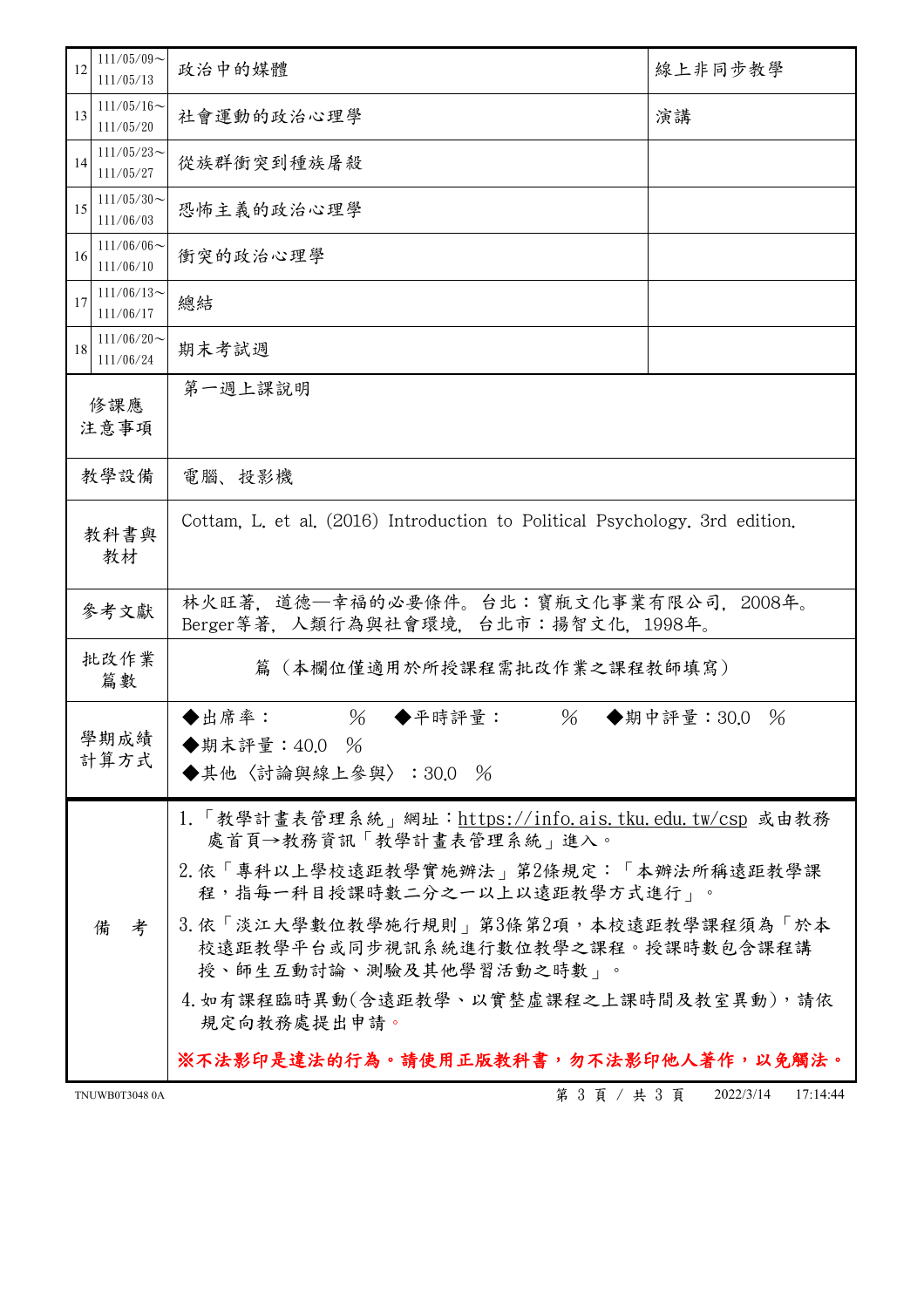| | | | |
|---|---|---|---|
| 12 | 111/05/09～<br>111/05/13 | 政治中的媒體 | 線上非同步教學 |
| 13 | 111/05/16～<br>111/05/20 | 社會運動的政治心理學 | 演講 |
| 14 | 111/05/23～<br>111/05/27 | 從族群衝突到種族屠殺 | |
| 15 | 111/05/30～<br>111/06/03 | 恐怖主義的政治心理學 | |
| 16 | 111/06/06～<br>111/06/10 | 衝突的政治心理學 | |
| 17 | 111/06/13～<br>111/06/17 | 總結 | |
| 18 | 111/06/20～<br>111/06/24 | 期末考試週 | |

| | |
|---|---|
| 修課應注意事項 | 第一週上課說明 |
| 教學設備 | 電腦、投影機 |
| 教科書與教材 | Cottam, L. et al. (2016) Introduction to Political Psychology. 3rd edition. |
| 參考文獻 | 林火旺著, 道德—幸福的必要條件。台北：寶瓶文化事業有限公司, 2008年。<br>Berger等著, 人類行為與社會環境, 台北市：揚智文化, 1998年。 |
| 批改作業篇數 | 篇（本欄位僅適用於所授課程需批改作業之課程教師填寫） |
| 學期成績計算方式 | ◆出席率： ％ ◆平時評量： ％ ◆期中評量：30.0 ％<br>◆期末評量：40.0 ％<br>◆其他〈討論與線上參與〉：30.0 ％ |
| 備　考 | 1.「教學計畫表管理系統」網址：https://info.ais.tku.edu.tw/csp 或由教務處首頁→教務資訊「教學計畫表管理系統」進入。<br>2.依「專科以上學校遠距教學實施辦法」第2條規定：「本辦法所稱遠距教學課程，指每一科目授課時數二分之一以上以遠距教學方式進行」。<br>3.依「淡江大學數位教學施行規則」第3條第2項，本校遠距教學課程須為「於本校遠距教學平台或同步視訊系統進行數位教學之課程。授課時數包含課程講授、師生互動討論、測驗及其他學習活動之時數」。<br>4.如有課程臨時異動(含遠距教學、以實整虛課程之上課時間及教室異動)，請依規定向教務處提出申請。<br>**※不法影印是違法的行為。請使用正版教科書，勿不法影印他人著作，以免觸法。** |

TNUWB0T3048 0A　　2022/3/14　17:14:44